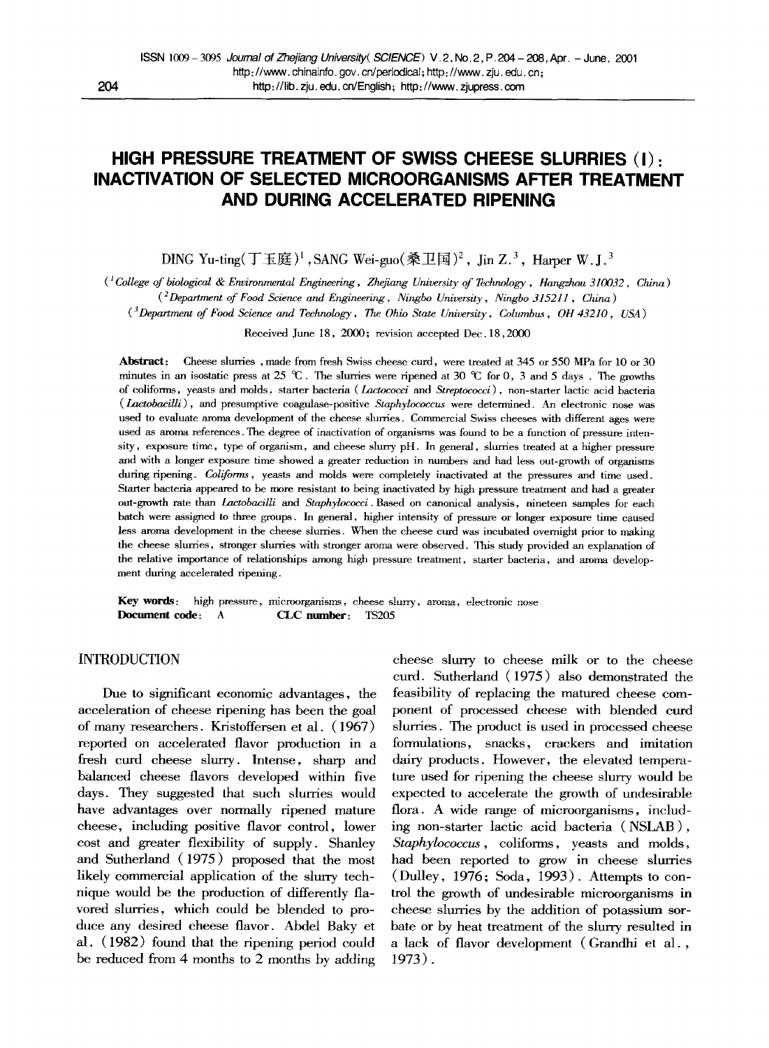# HIGH PRESSURE TREATMENT OF SWISS CHEESE SLURRIES (I): INACTIVATION OF SELECTED MICROORGANISMS AFTER TREATMENT AND DURING ACCELERATED RIPENING

DING Yu-ting(丁玉庭)[1], SANG Wei-guo(桑卫国)[2], Jin Z.[3], Harper W.J.[3]

([1]*College of biological & Environmental Engineering, Zhejiang University of Technology, Hangzhou 310032, China*)
([2]*Department of Food Science and Engineering, Ningbo University, Ningbo 315211, China*)
([3]*Department of Food Science and Technology, The Ohio State University, Columbus, OH 43210, USA*)

Received June 18, 2000; revision accepted Dec. 18, 2000

**Abstract:** Cheese slurries, made from fresh Swiss cheese curd, were treated at 345 or 550 MPa for 10 or 30 minutes in an isostatic press at 25 ℃. The slurries were ripened at 30 ℃ for 0, 3 and 5 days. The growths of coliforms, yeasts and molds, starter bacteria (*Lactococci* and *Streptococci*), non-starter lactic acid bacteria (*Lactobacilli*), and presumptive coagulase-positive *Staphylococcus* were determined. An electronic nose was used to evaluate aroma development of the cheese slurries. Commercial Swiss cheeses with different ages were used as aroma references. The degree of inactivation of organisms was found to be a function of pressure intensity, exposure time, type of organism, and cheese slurry pH. In general, slurries treated at a higher pressure and with a longer exposure time showed a greater reduction in numbers and had less out-growth of organisms during ripening. *Coliforms*, yeasts and molds were completely inactivated at the pressures and time used. Starter bacteria appeared to be more resistant to being inactivated by high pressure treatment and had a greater out-growth rate than *Lactobacilli* and *Staphylococci*. Based on canonical analysis, nineteen samples for each batch were assigned to three groups. In general, higher intensity of pressure or longer exposure time caused less aroma development in the cheese slurries. When the cheese curd was incubated overnight prior to making the cheese slurries, stronger slurries with stronger aroma were observed. This study provided an explanation of the relative importance of relationships among high pressure treatment, starter bacteria, and aroma development during accelerated ripening.

**Key words:** high pressure, microorganisms, cheese slurry, aroma, electronic nose
**Document code:** A  **CLC number:** TS205

## INTRODUCTION

Due to significant economic advantages, the acceleration of cheese ripening has been the goal of many researchers. Kristoffersen et al. (1967) reported on accelerated flavor production in a fresh curd cheese slurry. Intense, sharp and balanced cheese flavors developed within five days. They suggested that such slurries would have advantages over normally ripened mature cheese, including positive flavor control, lower cost and greater flexibility of supply. Shanley and Sutherland (1975) proposed that the most likely commercial application of the slurry technique would be the production of differently flavored slurries, which could be blended to produce any desired cheese flavor. Abdel Baky et al. (1982) found that the ripening period could be reduced from 4 months to 2 months by adding cheese slurry to cheese milk or to the cheese curd. Sutherland (1975) also demonstrated the feasibility of replacing the matured cheese component of processed cheese with blended curd slurries. The product is used in processed cheese formulations, snacks, crackers and imitation dairy products. However, the elevated temperature used for ripening the cheese slurry would be expected to accelerate the growth of undesirable flora. A wide range of microorganisms, including non-starter lactic acid bacteria (NSLAB), *Staphylococcus*, coliforms, yeasts and molds, had been reported to grow in cheese slurries (Dulley, 1976; Soda, 1993). Attempts to control the growth of undesirable microorganisms in cheese slurries by the addition of potassium sorbate or by heat treatment of the slurry resulted in a lack of flavor development (Grandhi et al., 1973).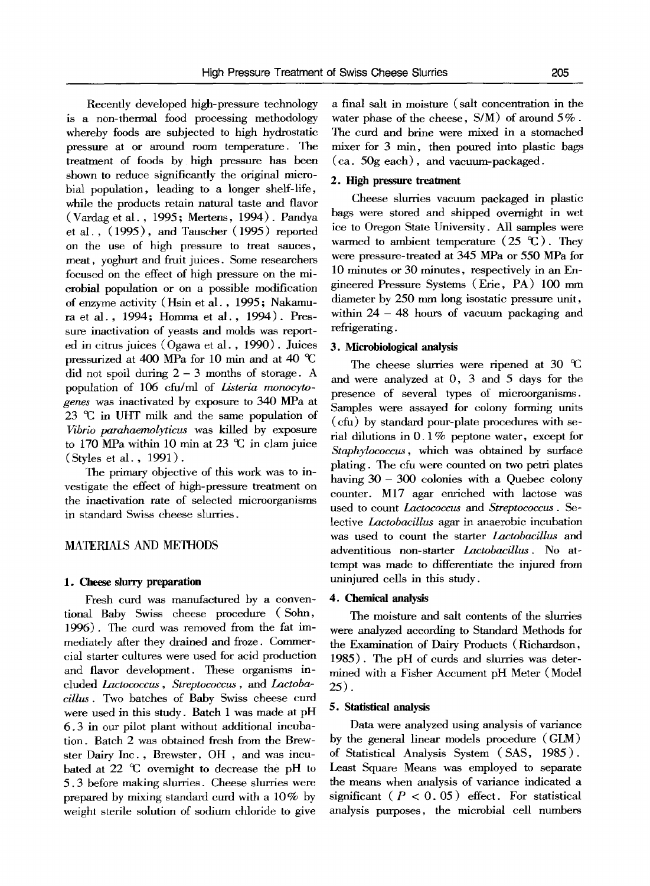Recently developed high-pressure technology is a non-thermal food processing methodology whereby foods are subjected to high hydrostatic pressure at or around room temperature. The treatment of foods by high pressure has been shown to reduce significantly the original microbial population, leading to a longer shelf-life, while the products retain natural taste and flavor (Vardag et al., 1995; Mertens, 1994). Pandya et al., (1995), and Tauscher (1995) reported on the use of high pressure to treat sauces, meat, yoghurt and fruit juices. Some researchers focused on the effect of high pressure on the microbial population or on a possible modification of enzyme activity (Hsin et al., 1995; Nakamura et al., 1994; Homma et al., 1994). Pressure inactivation of yeasts and molds was reported in citrus juices (Ogawa et al., 1990). Juices pressurized at 400 MPa for 10 min and at 40 ℃ did not spoil during 2 – 3 months of storage. A population of 106 cfu/ml of *Listeria monocytogenes* was inactivated by exposure to 340 MPa at 23 ℃ in UHT milk and the same population of *Vibrio parahaemolyticus* was killed by exposure to 170 MPa within 10 min at 23 ℃ in clam juice (Styles et al., 1991).

The primary objective of this work was to investigate the effect of high-pressure treatment on the inactivation rate of selected microorganisms in standard Swiss cheese slurries.

## MATERIALS AND METHODS

### 1. Cheese slurry preparation

Fresh curd was manufactured by a conventional Baby Swiss cheese procedure (Sohn, 1996). The curd was removed from the fat immediately after they drained and froze. Commercial starter cultures were used for acid production and flavor development. These organisms included *Lactococcus*, *Streptococcus*, and *Lactobacillus*. Two batches of Baby Swiss cheese curd were used in this study. Batch 1 was made at pH 6.3 in our pilot plant without additional incubation. Batch 2 was obtained fresh from the Brewster Dairy Inc., Brewster, OH, and was incubated at 22 ℃ overnight to decrease the pH to 5.3 before making slurries. Cheese slurries were prepared by mixing standard curd with a 10% by weight sterile solution of sodium chloride to give a final salt in moisture (salt concentration in the water phase of the cheese, S/M) of around 5%. The curd and brine were mixed in a stomached mixer for 3 min, then poured into plastic bags (ca. 50g each), and vacuum-packaged.

### 2. High pressure treatment

Cheese slurries vacuum packaged in plastic bags were stored and shipped overnight in wet ice to Oregon State University. All samples were warmed to ambient temperature (25 ℃). They were pressure-treated at 345 MPa or 550 MPa for 10 minutes or 30 minutes, respectively in an Engineered Pressure Systems (Erie, PA) 100 mm diameter by 250 mm long isostatic pressure unit, within 24 – 48 hours of vacuum packaging and refrigerating.

### 3. Microbiological analysis

The cheese slurries were ripened at 30 ℃ and were analyzed at 0, 3 and 5 days for the presence of several types of microorganisms. Samples were assayed for colony forming units (cfu) by standard pour-plate procedures with serial dilutions in 0.1% peptone water, except for *Staphylococcus*, which was obtained by surface plating. The cfu were counted on two petri plates having 30 – 300 colonies with a Quebec colony counter. M17 agar enriched with lactose was used to count *Lactococcus* and *Streptococcus*. Selective *Lactobacillus* agar in anaerobic incubation was used to count the starter *Lactobacillus* and adventitious non-starter *Lactobacillus*. No attempt was made to differentiate the injured from uninjured cells in this study.

### 4. Chemical analysis

The moisture and salt contents of the slurries were analyzed according to Standard Methods for the Examination of Dairy Products (Richardson, 1985). The pH of curds and slurries was determined with a Fisher Accument pH Meter (Model 25).

### 5. Statistical analysis

Data were analyzed using analysis of variance by the general linear models procedure (GLM) of Statistical Analysis System (SAS, 1985). Least Square Means was employed to separate the means when analysis of variance indicated a significant ($P < 0.05$) effect. For statistical analysis purposes, the microbial cell numbers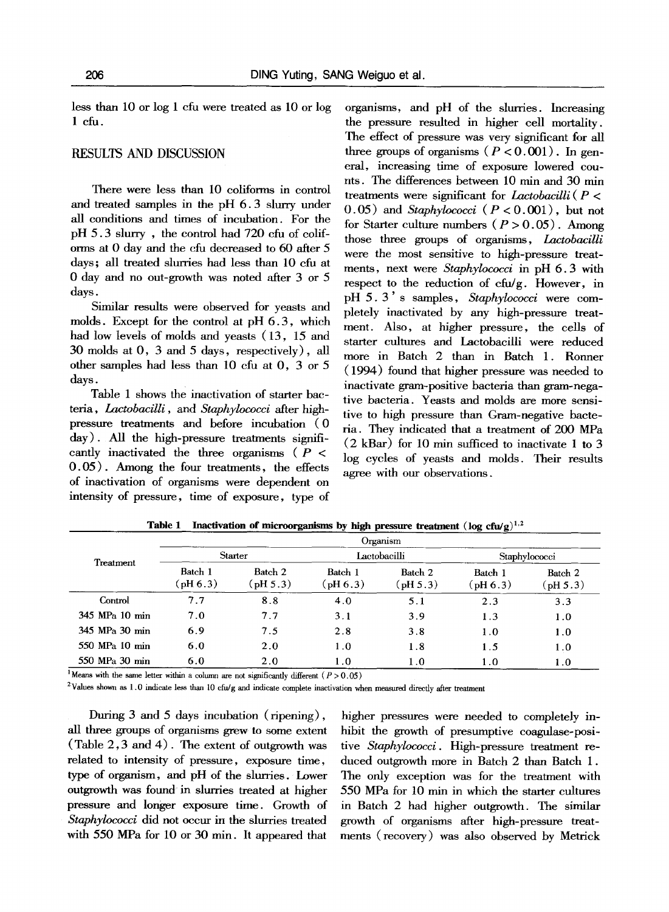less than 10 or log 1 cfu were treated as 10 or log 1 cfu.

## RESULTS AND DISCUSSION

There were less than 10 coliforms in control and treated samples in the pH 6.3 slurry under all conditions and times of incubation. For the pH 5.3 slurry , the control had 720 cfu of coliforms at 0 day and the cfu decreased to 60 after 5 days; all treated slurries had less than 10 cfu at 0 day and no out-growth was noted after 3 or 5 days.

Similar results were observed for yeasts and molds. Except for the control at pH 6.3, which had low levels of molds and yeasts (13, 15 and 30 molds at 0, 3 and 5 days, respectively), all other samples had less than 10 cfu at 0, 3 or 5 days.

Table 1 shows the inactivation of starter bacteria, *Lactobacilli*, and *Staphylococci* after high-pressure treatments and before incubation (0 day). All the high-pressure treatments significantly inactivated the three organisms ($P < 0.05$). Among the four treatments, the effects of inactivation of organisms were dependent on intensity of pressure, time of exposure, type of organisms, and pH of the slurries. Increasing the pressure resulted in higher cell mortality. The effect of pressure was very significant for all three groups of organisms ($P < 0.001$). In general, increasing time of exposure lowered counts. The differences between 10 min and 30 min treatments were significant for *Lactobacilli* ($P < 0.05$) and *Staphylococci* ($P < 0.001$), but not for Starter culture numbers ($P > 0.05$). Among those three groups of organisms, *Lactobacilli* were the most sensitive to high-pressure treatments, next were *Staphylococci* in pH 6.3 with respect to the reduction of cfu/g. However, in pH 5.3's samples, *Staphylococci* were completely inactivated by any high-pressure treatment. Also, at higher pressure, the cells of starter cultures and Lactobacilli were reduced more in Batch 2 than in Batch 1. Ronner (1994) found that higher pressure was needed to inactivate gram-positive bacteria than gram-negative bacteria. Yeasts and molds are more sensitive to high pressure than Gram-negative bacteria. They indicated that a treatment of 200 MPa (2 kBar) for 10 min sufficed to inactivate 1 to 3 log cycles of yeasts and molds. Their results agree with our observations.

**Table 1 Inactivation of microorganisms by high pressure treatment (log cfu/g)[1,2]**

| Treatment | Starter | | Lactobacilli | | Staphylococci | |
|---|---|---|---|---|---|---|
| | Batch 1 (pH 6.3) | Batch 2 (pH 5.3) | Batch 1 (pH 6.3) | Batch 2 (pH 5.3) | Batch 1 (pH 6.3) | Batch 2 (pH 5.3) |
| Control | 7.7 | 8.8 | 4.0 | 5.1 | 2.3 | 3.3 |
| 345 MPa 10 min | 7.0 | 7.7 | 3.1 | 3.9 | 1.3 | 1.0 |
| 345 MPa 30 min | 6.9 | 7.5 | 2.8 | 3.8 | 1.0 | 1.0 |
| 550 MPa 10 min | 6.0 | 2.0 | 1.0 | 1.8 | 1.5 | 1.0 |
| 550 MPa 30 min | 6.0 | 2.0 | 1.0 | 1.0 | 1.0 | 1.0 |

[1] Means with the same letter within a column are not significantly different ($P > 0.05$)

[2] Values shown as 1.0 indicate less than 10 cfu/g and indicate complete inactivation when measured directly after treatment

During 3 and 5 days incubation (ripening), all three groups of organisms grew to some extent (Table 2, 3 and 4). The extent of outgrowth was related to intensity of pressure, exposure time, type of organism, and pH of the slurries. Lower outgrowth was found in slurries treated at higher pressure and longer exposure time. Growth of *Staphylococci* did not occur in the slurries treated with 550 MPa for 10 or 30 min. It appeared that higher pressures were needed to completely inhibit the growth of presumptive coagulase-positive *Staphylococci*. High-pressure treatment reduced outgrowth more in Batch 2 than Batch 1. The only exception was for the treatment with 550 MPa for 10 min in which the starter cultures in Batch 2 had higher outgrowth. The similar growth of organisms after high-pressure treatments (recovery) was also observed by Metrick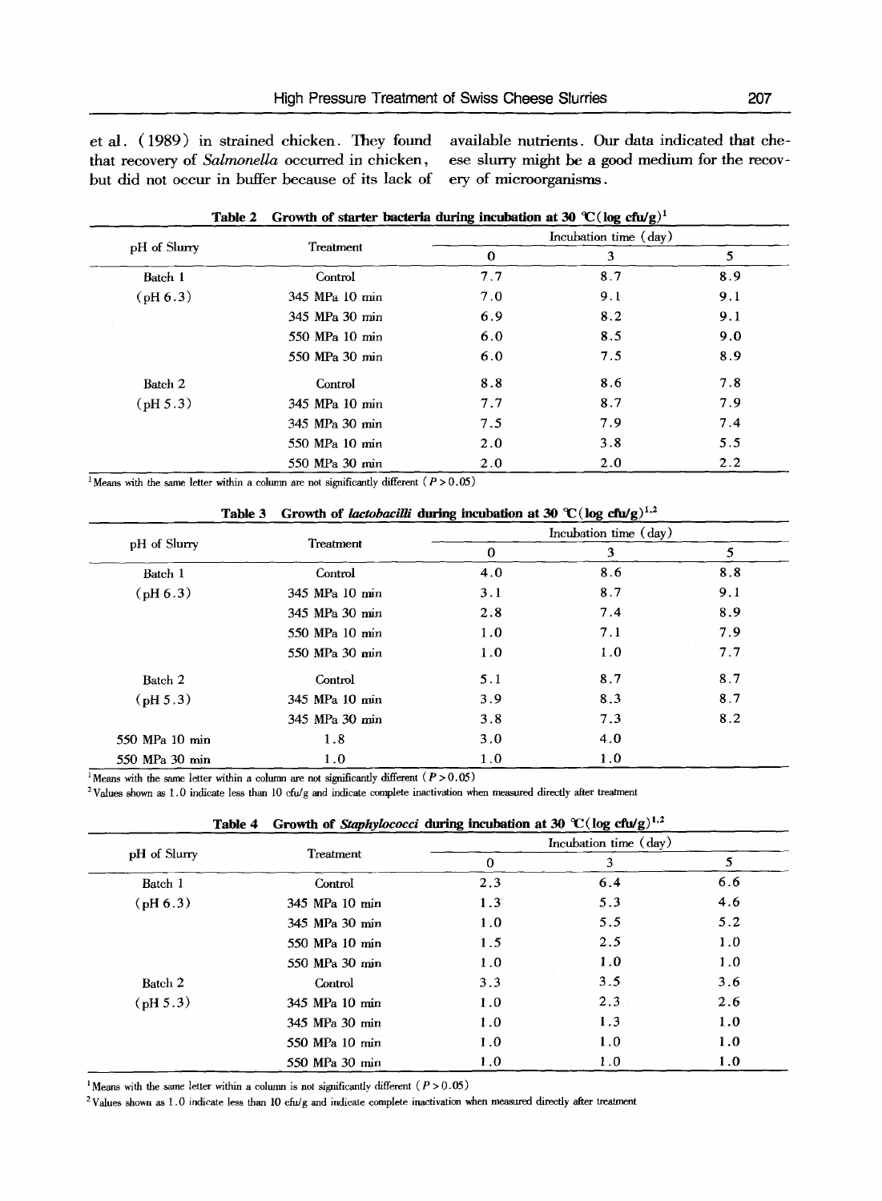et al. (1989) in strained chicken. They found that recovery of *Salmonella* occurred in chicken, but did not occur in buffer because of its lack of available nutrients. Our data indicated that cheese slurry might be a good medium for the recovery of microorganisms.

**Table 2 Growth of starter bacteria during incubation at 30 ℃(log cfu/g)[1]**

| pH of Slurry | Treatment | Incubation time (day) | | |
|---|---|---|---|---|
| | | 0 | 3 | 5 |
| Batch 1 | Control | 7.7 | 8.7 | 8.9 |
| (pH 6.3) | 345 MPa 10 min | 7.0 | 9.1 | 9.1 |
| | 345 MPa 30 min | 6.9 | 8.2 | 9.1 |
| | 550 MPa 10 min | 6.0 | 8.5 | 9.0 |
| | 550 MPa 30 min | 6.0 | 7.5 | 8.9 |
| Batch 2 | Control | 8.8 | 8.6 | 7.8 |
| (pH 5.3) | 345 MPa 10 min | 7.7 | 8.7 | 7.9 |
| | 345 MPa 30 min | 7.5 | 7.9 | 7.4 |
| | 550 MPa 10 min | 2.0 | 3.8 | 5.5 |
| | 550 MPa 30 min | 2.0 | 2.0 | 2.2 |

[1] Means with the same letter within a column are not significantly different ($P > 0.05$)

**Table 3 Growth of *lactobacilli* during incubation at 30 ℃(log cfu/g)[1,2]**

| pH of Slurry | Treatment | Incubation time (day) | | |
|---|---|---|---|---|
| | | 0 | 3 | 5 |
| Batch 1 | Control | 4.0 | 8.6 | 8.8 |
| (pH 6.3) | 345 MPa 10 min | 3.1 | 8.7 | 9.1 |
| | 345 MPa 30 min | 2.8 | 7.4 | 8.9 |
| | 550 MPa 10 min | 1.0 | 7.1 | 7.9 |
| | 550 MPa 30 min | 1.0 | 1.0 | 7.7 |
| Batch 2 | Control | 5.1 | 8.7 | 8.7 |
| (pH 5.3) | 345 MPa 10 min | 3.9 | 8.3 | 8.7 |
| | 345 MPa 30 min | 3.8 | 7.3 | 8.2 |
| 550 MPa 10 min | 1.8 | 3.0 | 4.0 | |
| 550 MPa 30 min | 1.0 | 1.0 | 1.0 | |

[1] Means with the same letter within a column are not significantly different ($P > 0.05$)

[2] Values shown as 1.0 indicate less than 10 cfu/g and indicate complete inactivation when measured directly after treatment

**Table 4 Growth of *Staphylococci* during incubation at 30 ℃(log cfu/g)[1,2]**

| pH of Slurry | Treatment | Incubation time (day) | | |
|---|---|---|---|---|
| | | 0 | 3 | 5 |
| Batch 1 | Control | 2.3 | 6.4 | 6.6 |
| (pH 6.3) | 345 MPa 10 min | 1.3 | 5.3 | 4.6 |
| | 345 MPa 30 min | 1.0 | 5.5 | 5.2 |
| | 550 MPa 10 min | 1.5 | 2.5 | 1.0 |
| | 550 MPa 30 min | 1.0 | 1.0 | 1.0 |
| Batch 2 | Control | 3.3 | 3.5 | 3.6 |
| (pH 5.3) | 345 MPa 10 min | 1.0 | 2.3 | 2.6 |
| | 345 MPa 30 min | 1.0 | 1.3 | 1.0 |
| | 550 MPa 10 min | 1.0 | 1.0 | 1.0 |
| | 550 MPa 30 min | 1.0 | 1.0 | 1.0 |

[1] Means with the same letter within a column is not significantly different ($P > 0.05$)

[2] Values shown as 1.0 indicate less than 10 cfu/g and indicate complete inactivation when measured directly after treatment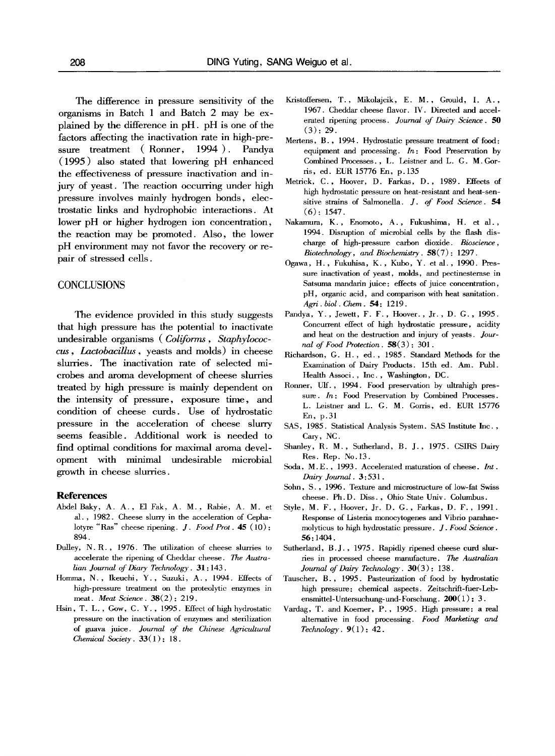The difference in pressure sensitivity of the organisms in Batch 1 and Batch 2 may be explained by the difference in pH. pH is one of the factors affecting the inactivation rate in high-pressure treatment (Ronner, 1994). Pandya (1995) also stated that lowering pH enhanced the effectiveness of pressure inactivation and injury of yeast. The reaction occurring under high pressure involves mainly hydrogen bonds, electrostatic links and hydrophobic interactions. At lower pH or higher hydrogen ion concentration, the reaction may be promoted. Also, the lower pH environment may not favor the recovery or repair of stressed cells.

## CONCLUSIONS

The evidence provided in this study suggests that high pressure has the potential to inactivate undesirable organisms (*Coliforms*, *Staphylococcus*, *Lactobacillus*, yeasts and molds) in cheese slurries. The inactivation rate of selected microbes and aroma development of cheese slurries treated by high pressure is mainly dependent on the intensity of pressure, exposure time, and condition of cheese curds. Use of hydrostatic pressure in the acceleration of cheese slurry seems feasible. Additional work is needed to find optimal conditions for maximal aroma development with minimal undesirable microbial growth in cheese slurries.

## References

Abdel Baky, A. A., El Fak, A. M., Rabie, A. M. et al., 1982. Cheese slurry in the acceleration of Cephalotyre "Ras" cheese ripening. *J. Food Prot*. **45** (10): 894.

Dulley, N. R., 1976. The utilization of cheese slurries to accelerate the ripening of Cheddar cheese. *The Australian Journal of Diary Technology*. **31**: 143.

Homma, N., Ikeuchi, Y., Suzuki, A., 1994. Effects of high-pressure treatment on the proteolytic enzymes in meat. *Meat Science*. **38**(2): 219.

Hsin, T. L., Gow, C. Y., 1995. Effect of high hydrostatic pressure on the inactivation of enzymes and sterilization of guava juice. *Journal of the Chinese Agricultural Chemical Society*. **33**(1): 18.

Kristoffersen, T., Mikolajcik, E. M., Grould, I. A., 1967. Cheddar cheese flavor. IV. Directed and accelerated ripening process. *Journal of Dairy Science*. **50** (3): 29.

Mertens, B., 1994. Hydrostatic pressure treatment of food: equipment and processing. *In*: Food Preservation by Combined Processes., L. Leistner and L. G. M. Gorris, ed. EUR 15776 En, p.135

Metrick, C., Hoover, D. Farkas, D., 1989. Effects of high hydrostatic pressure on heat-resistant and heat-sensitive strains of Salmonella. *J. of Food Science*. **54** (6): 1547.

Nakamura, K., Enomoto, A., Fukushima, H. et al., 1994. Disruption of microbial cells by the flash discharge of high-pressure carbon dioxide. *Bioscience, Biotechnology, and Biochemistry*. **58**(7): 1297.

Ogawa, H., Fukuhisa, K., Kubo, Y. et al., 1990. Pressure inactivation of yeast, molds, and pectinesterase in Satsuma mandarin juice: effects of juice concentration, pH, organic acid, and comparison with heat sanitation. *Agri. biol. Chem*. **54**: 1219.

Pandya, Y., Jewett, F. F., Hoover., Jr., D. G., 1995. Concurrent effect of high hydrostatic pressure, acidity and heat on the destruction and injury of yeasts. *Journal of Food Protection*. **58**(3): 301.

Richardson, G. H., ed., 1985. Standard Methods for the Examination of Dairy Products. 15th ed. Am. Publ. Health Associ., Inc., Washington, DC.

Ronner, Ulf., 1994. Food preservation by ultrahigh pressure. *In*: Food Preservation by Combined Processes. L. Leistner and L. G. M. Gorris, ed. EUR 15776 En, p.31

SAS, 1985. Statistical Analysis System. SAS Institute Inc., Cary, NC.

Shanley, R. M., Sutherland, B. J., 1975. CSIRS Dairy Res. Rep. No.13.

Soda, M.E., 1993. Accelerated maturation of cheese. *Int. Dairy Journal*. **3**:531.

Sohn, S., 1996. Texture and microstructure of low-fat Swiss cheese. Ph.D. Diss., Ohio State Univ. Columbus.

Style, M. F., Hoover, Jr. D. G., Farkas, D. F., 1991. Response of Listeria monocytogenes and Vibrio parahaemolyticus to high hydrostatic pressure. *J. Food Science*. **56**:1404.

Sutherland, B.J., 1975. Rapidly ripened cheese curd slurries in processed cheese manufacture. *The Australian Journal of Dairy Technology*. **30**(3): 138.

Tauscher, B., 1995. Pasteurization of food by hydrostatic high pressure: chemical aspects. Zeitschrift-fuer-Lebensmittel-Untersuchung-und-Forschung. **200**(1): 3.

Vardag, T. and Koerner, P., 1995. High pressure: a real alternative in food processing. *Food Marketing and Technology*. **9**(1): 42.